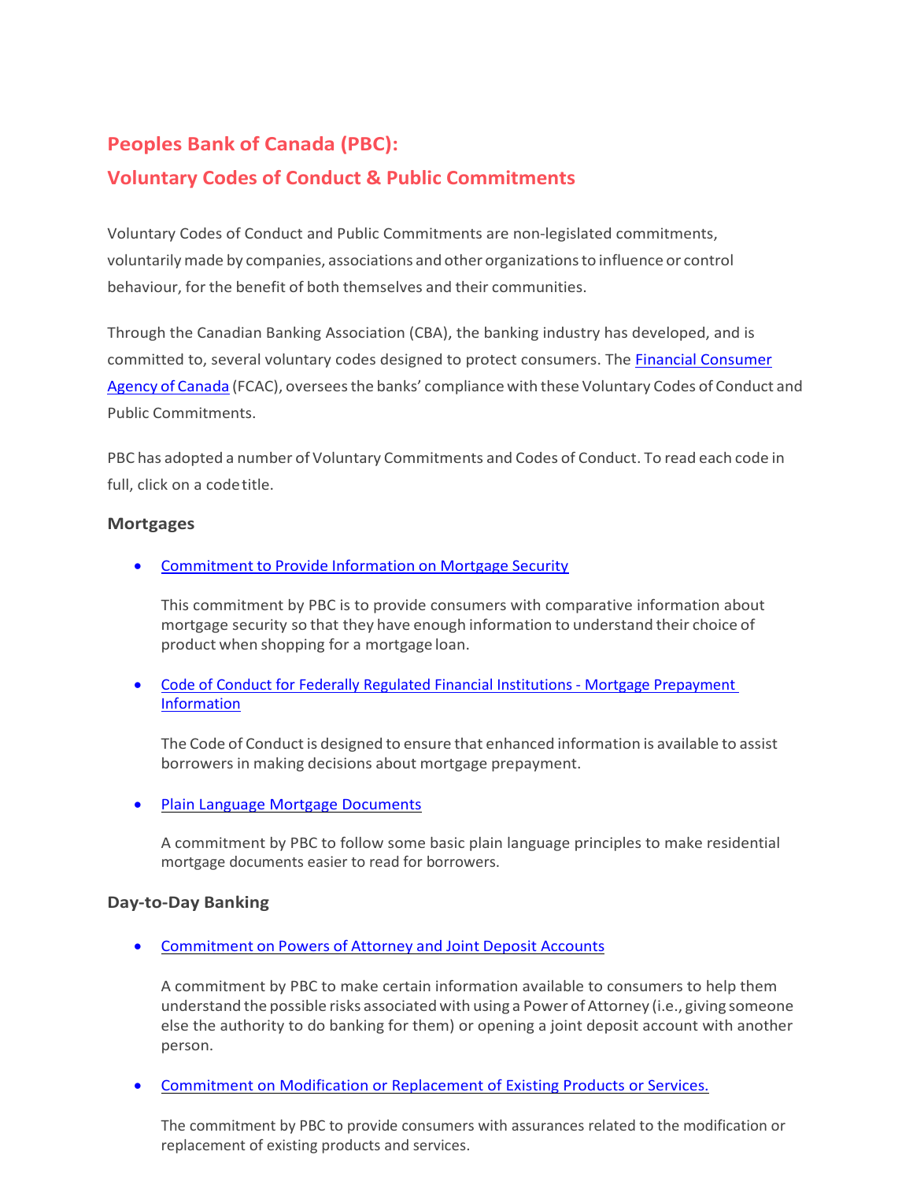# Peoples Bank of Canada (PBC):
# Voluntary Codes of Conduct & Public Commitments

Voluntary Codes of Conduct and Public Commitments are non-legislated commitments, voluntarily made by companies, associations and other organizations to influence or control behaviour, for the benefit of both themselves and their communities.

Through the Canadian Banking Association (CBA), the banking industry has developed, and is committed to, several voluntary codes designed to protect consumers. The Financial Consumer Agency of Canada (FCAC), oversees the banks' compliance with these Voluntary Codes of Conduct and Public Commitments.

PBC has adopted a number of Voluntary Commitments and Codes of Conduct. To read each code in full, click on a code title.

### Mortgages

- Commitment to Provide Information on Mortgage Security

  This commitment by PBC is to provide consumers with comparative information about mortgage security so that they have enough information to understand their choice of product when shopping for a mortgage loan.

- Code of Conduct for Federally Regulated Financial Institutions - Mortgage Prepayment Information

  The Code of Conduct is designed to ensure that enhanced information is available to assist borrowers in making decisions about mortgage prepayment.

- Plain Language Mortgage Documents

  A commitment by PBC to follow some basic plain language principles to make residential mortgage documents easier to read for borrowers.

### Day-to-Day Banking

- Commitment on Powers of Attorney and Joint Deposit Accounts

  A commitment by PBC to make certain information available to consumers to help them understand the possible risks associated with using a Power of Attorney (i.e., giving someone else the authority to do banking for them) or opening a joint deposit account with another person.

- Commitment on Modification or Replacement of Existing Products or Services.

  The commitment by PBC to provide consumers with assurances related to the modification or replacement of existing products and services.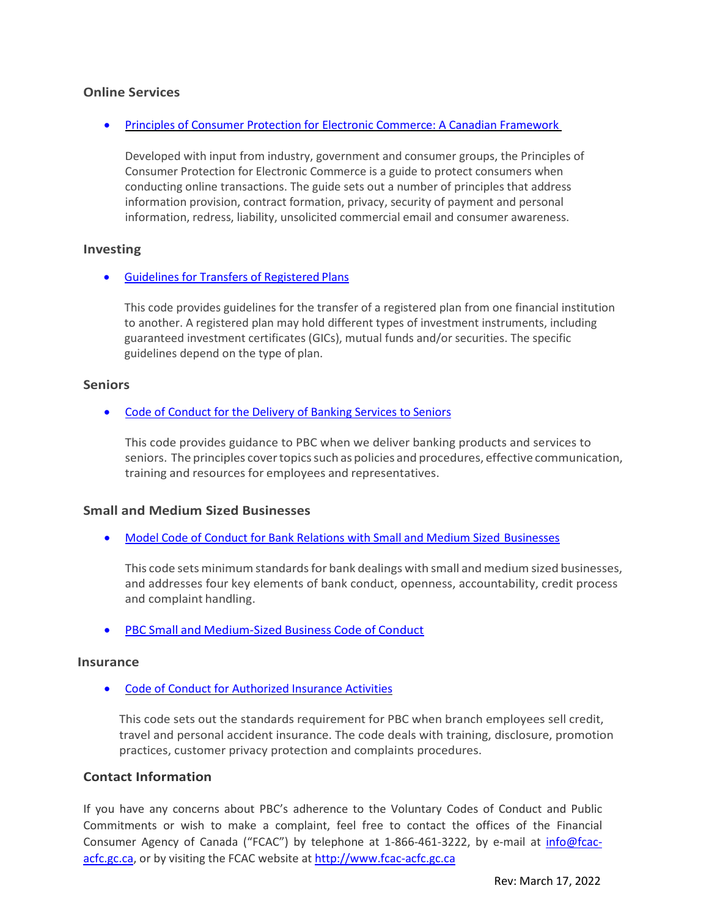## Online Services

- [Principles of Consumer Protection for Electronic Commerce: A Canadian Framework](#)

  Developed with input from industry, government and consumer groups, the Principles of Consumer Protection for Electronic Commerce is a guide to protect consumers when conducting online transactions. The guide sets out a number of principles that address information provision, contract formation, privacy, security of payment and personal information, redress, liability, unsolicited commercial email and consumer awareness.

## Investing

- [Guidelines for Transfers of Registered Plans](#)

  This code provides guidelines for the transfer of a registered plan from one financial institution to another. A registered plan may hold different types of investment instruments, including guaranteed investment certificates (GICs), mutual funds and/or securities. The specific guidelines depend on the type of plan.

## Seniors

- [Code of Conduct for the Delivery of Banking Services to Seniors](#)

  This code provides guidance to PBC when we deliver banking products and services to seniors. The principles cover topics such as policies and procedures, effective communication, training and resources for employees and representatives.

## Small and Medium Sized Businesses

- [Model Code of Conduct for Bank Relations with Small and Medium Sized Businesses](#)

  This code sets minimum standards for bank dealings with small and medium sized businesses, and addresses four key elements of bank conduct, openness, accountability, credit process and complaint handling.

- [PBC Small and Medium-Sized Business Code of Conduct](#)

## Insurance

- [Code of Conduct for Authorized Insurance Activities](#)

  This code sets out the standards requirement for PBC when branch employees sell credit, travel and personal accident insurance. The code deals with training, disclosure, promotion practices, customer privacy protection and complaints procedures.

## Contact Information

If you have any concerns about PBC's adherence to the Voluntary Codes of Conduct and Public Commitments or wish to make a complaint, feel free to contact the offices of the Financial Consumer Agency of Canada ("FCAC") by telephone at 1-866-461-3222, by e-mail at [info@fcac-acfc.gc.ca](mailto:info@fcac-acfc.gc.ca), or by visiting the FCAC website at [http://www.fcac-acfc.gc.ca](http://www.fcac-acfc.gc.ca)

Rev: March 17, 2022